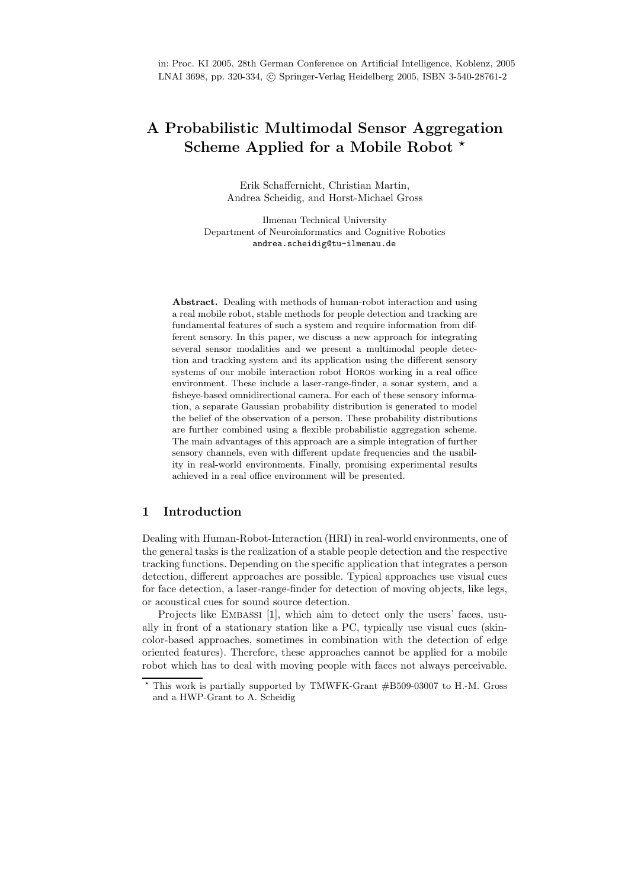in: Proc. KI 2005, 28th German Conference on Artificial Intelligence, Koblenz, 2005
LNAI 3698, pp. 320-334, © Springer-Verlag Heidelberg 2005, ISBN 3-540-28761-2

# A Probabilistic Multimodal Sensor Aggregation Scheme Applied for a Mobile Robot *

Erik Schaffernicht, Christian Martin,
Andrea Scheidig, and Horst-Michael Gross

Ilmenau Technical University
Department of Neuroinformatics and Cognitive Robotics
andrea.scheidig@tu-ilmenau.de

**Abstract.** Dealing with methods of human-robot interaction and using a real mobile robot, stable methods for people detection and tracking are fundamental features of such a system and require information from different sensory. In this paper, we discuss a new approach for integrating several sensor modalities and we present a multimodal people detection and tracking system and its application using the different sensory systems of our mobile interaction robot Horos working in a real office environment. These include a laser-range-finder, a sonar system, and a fisheye-based omnidirectional camera. For each of these sensory information, a separate Gaussian probability distribution is generated to model the belief of the observation of a person. These probability distributions are further combined using a flexible probabilistic aggregation scheme. The main advantages of this approach are a simple integration of further sensory channels, even with different update frequencies and the usability in real-world environments. Finally, promising experimental results achieved in a real office environment will be presented.

## 1 Introduction

Dealing with Human-Robot-Interaction (HRI) in real-world environments, one of the general tasks is the realization of a stable people detection and the respective tracking functions. Depending on the specific application that integrates a person detection, different approaches are possible. Typical approaches use visual cues for face detection, a laser-range-finder for detection of moving objects, like legs, or acoustical cues for sound source detection.

Projects like Embassi [1], which aim to detect only the users' faces, usually in front of a stationary station like a PC, typically use visual cues (skin-color-based approaches, sometimes in combination with the detection of edge oriented features). Therefore, these approaches cannot be applied for a mobile robot which has to deal with moving people with faces not always perceivable.

* This work is partially supported by TMWFK-Grant #B509-03007 to H.-M. Gross and a HWP-Grant to A. Scheidig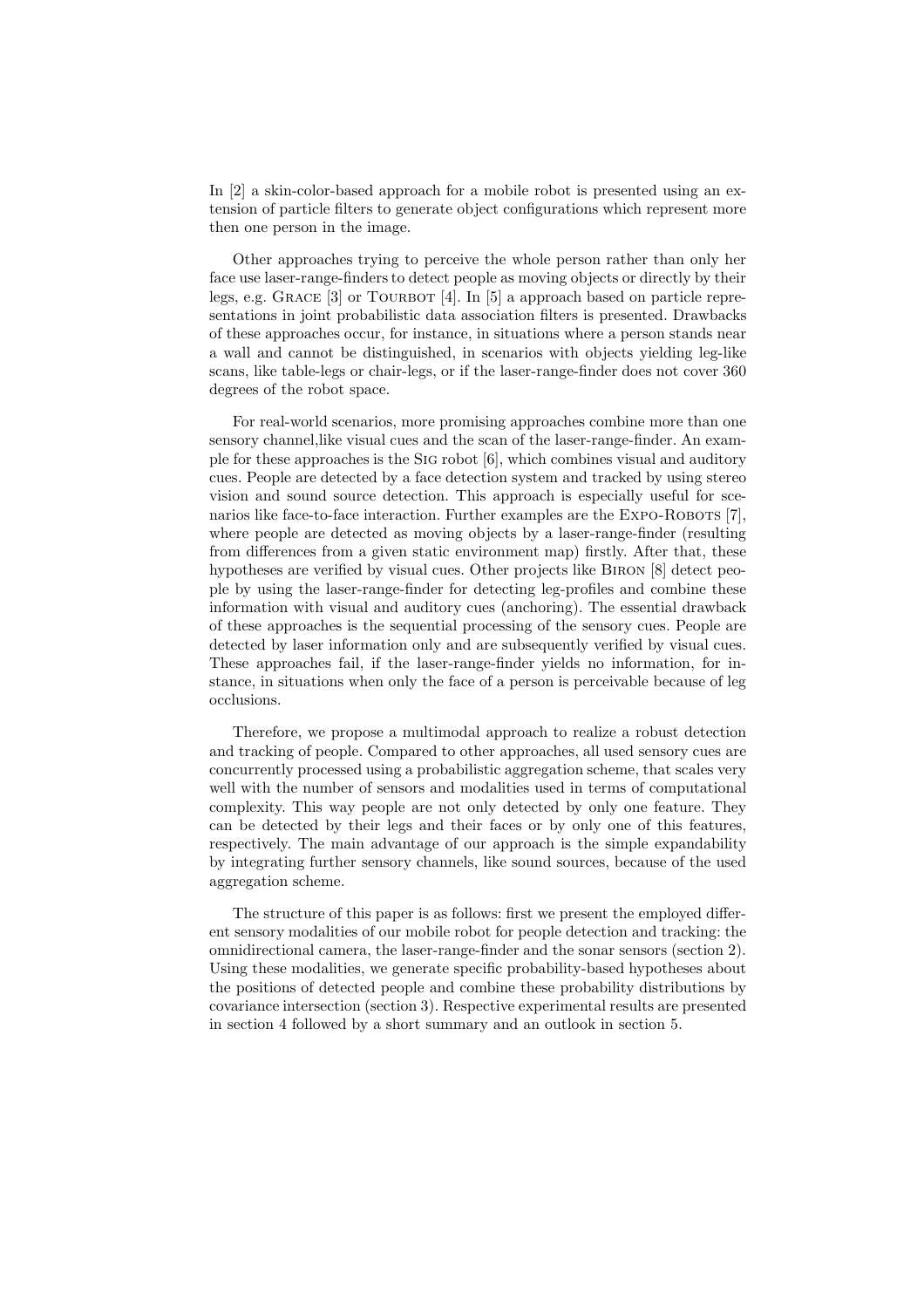In [2] a skin-color-based approach for a mobile robot is presented using an extension of particle filters to generate object configurations which represent more then one person in the image.

Other approaches trying to perceive the whole person rather than only her face use laser-range-finders to detect people as moving objects or directly by their legs, e.g. GRACE [3] or TOURBOT [4]. In [5] a approach based on particle representations in joint probabilistic data association filters is presented. Drawbacks of these approaches occur, for instance, in situations where a person stands near a wall and cannot be distinguished, in scenarios with objects yielding leg-like scans, like table-legs or chair-legs, or if the laser-range-finder does not cover 360 degrees of the robot space.

For real-world scenarios, more promising approaches combine more than one sensory channel,like visual cues and the scan of the laser-range-finder. An example for these approaches is the SIG robot [6], which combines visual and auditory cues. People are detected by a face detection system and tracked by using stereo vision and sound source detection. This approach is especially useful for scenarios like face-to-face interaction. Further examples are the EXPO-ROBOTS [7], where people are detected as moving objects by a laser-range-finder (resulting from differences from a given static environment map) firstly. After that, these hypotheses are verified by visual cues. Other projects like BIRON [8] detect people by using the laser-range-finder for detecting leg-profiles and combine these information with visual and auditory cues (anchoring). The essential drawback of these approaches is the sequential processing of the sensory cues. People are detected by laser information only and are subsequently verified by visual cues. These approaches fail, if the laser-range-finder yields no information, for instance, in situations when only the face of a person is perceivable because of leg occlusions.

Therefore, we propose a multimodal approach to realize a robust detection and tracking of people. Compared to other approaches, all used sensory cues are concurrently processed using a probabilistic aggregation scheme, that scales very well with the number of sensors and modalities used in terms of computational complexity. This way people are not only detected by only one feature. They can be detected by their legs and their faces or by only one of this features, respectively. The main advantage of our approach is the simple expandability by integrating further sensory channels, like sound sources, because of the used aggregation scheme.

The structure of this paper is as follows: first we present the employed different sensory modalities of our mobile robot for people detection and tracking: the omnidirectional camera, the laser-range-finder and the sonar sensors (section 2). Using these modalities, we generate specific probability-based hypotheses about the positions of detected people and combine these probability distributions by covariance intersection (section 3). Respective experimental results are presented in section 4 followed by a short summary and an outlook in section 5.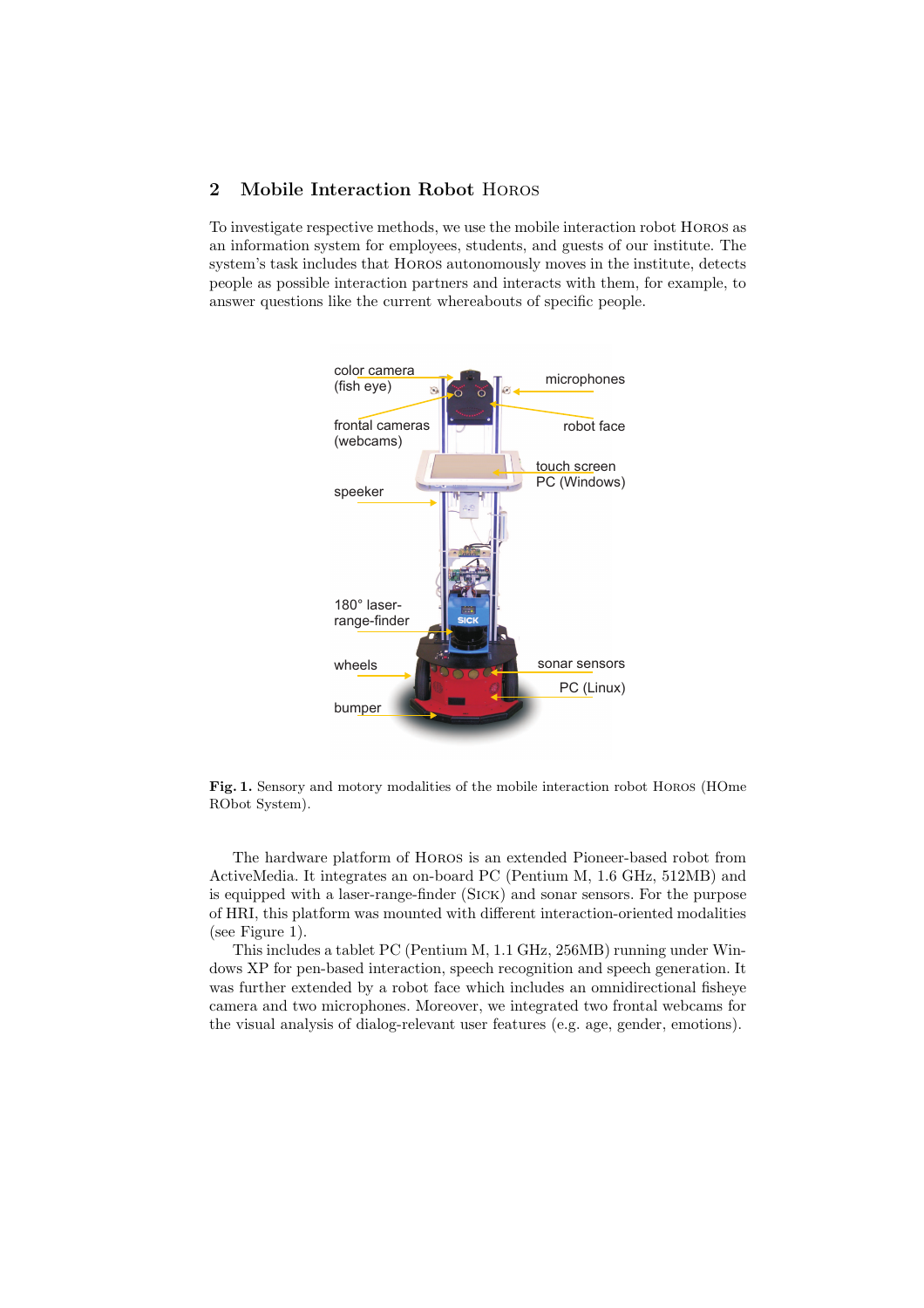## 2 Mobile Interaction Robot Horos

To investigate respective methods, we use the mobile interaction robot Horos as an information system for employees, students, and guests of our institute. The system's task includes that Horos autonomously moves in the institute, detects people as possible interaction partners and interacts with them, for example, to answer questions like the current whereabouts of specific people.

**Fig. 1.** Sensory and motory modalities of the mobile interaction robot Horos (HOme RObot System).

The hardware platform of Horos is an extended Pioneer-based robot from ActiveMedia. It integrates an on-board PC (Pentium M, 1.6 GHz, 512MB) and is equipped with a laser-range-finder (Sick) and sonar sensors. For the purpose of HRI, this platform was mounted with different interaction-oriented modalities (see Figure 1).

This includes a tablet PC (Pentium M, 1.1 GHz, 256MB) running under Windows XP for pen-based interaction, speech recognition and speech generation. It was further extended by a robot face which includes an omnidirectional fisheye camera and two microphones. Moreover, we integrated two frontal webcams for the visual analysis of dialog-relevant user features (e.g. age, gender, emotions).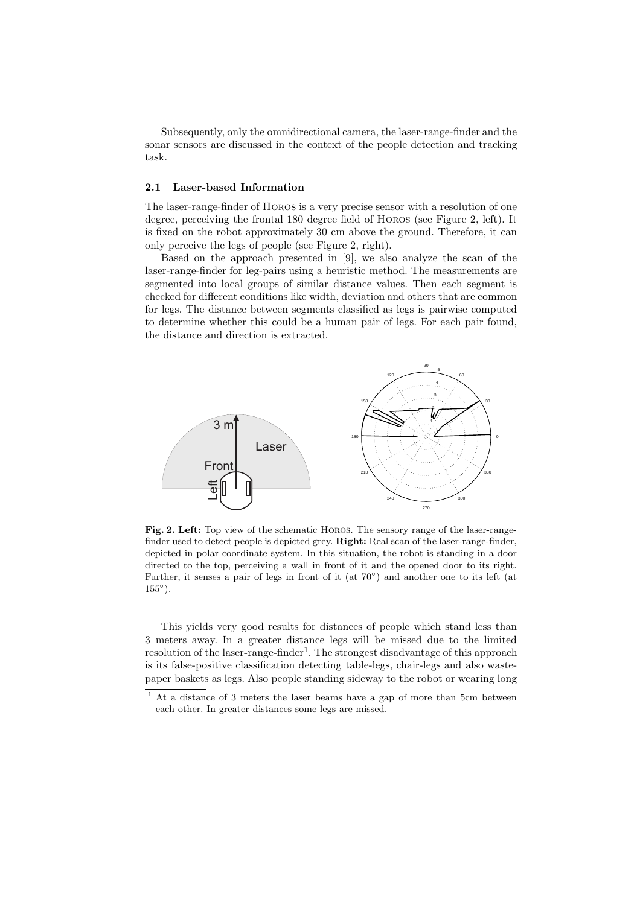Subsequently, only the omnidirectional camera, the laser-range-finder and the sonar sensors are discussed in the context of the people detection and tracking task.

### 2.1 Laser-based Information

The laser-range-finder of HOROS is a very precise sensor with a resolution of one degree, perceiving the frontal 180 degree field of HOROS (see Figure 2, left). It is fixed on the robot approximately 30 cm above the ground. Therefore, it can only perceive the legs of people (see Figure 2, right).

Based on the approach presented in [9], we also analyze the scan of the laser-range-finder for leg-pairs using a heuristic method. The measurements are segmented into local groups of similar distance values. Then each segment is checked for different conditions like width, deviation and others that are common for legs. The distance between segments classified as legs is pairwise computed to determine whether this could be a human pair of legs. For each pair found, the distance and direction is extracted.

**Fig. 2. Left:** Top view of the schematic HOROS. The sensory range of the laser-range-finder used to detect people is depicted grey. **Right:** Real scan of the laser-range-finder, depicted in polar coordinate system. In this situation, the robot is standing in a door directed to the top, perceiving a wall in front of it and the opened door to its right. Further, it senses a pair of legs in front of it (at 70°) and another one to its left (at 155°).

This yields very good results for distances of people which stand less than 3 meters away. In a greater distance legs will be missed due to the limited resolution of the laser-range-finder[1]. The strongest disadvantage of this approach is its false-positive classification detecting table-legs, chair-legs and also waste-paper baskets as legs. Also people standing sideway to the robot or wearing long

[1] At a distance of 3 meters the laser beams have a gap of more than 5cm between each other. In greater distances some legs are missed.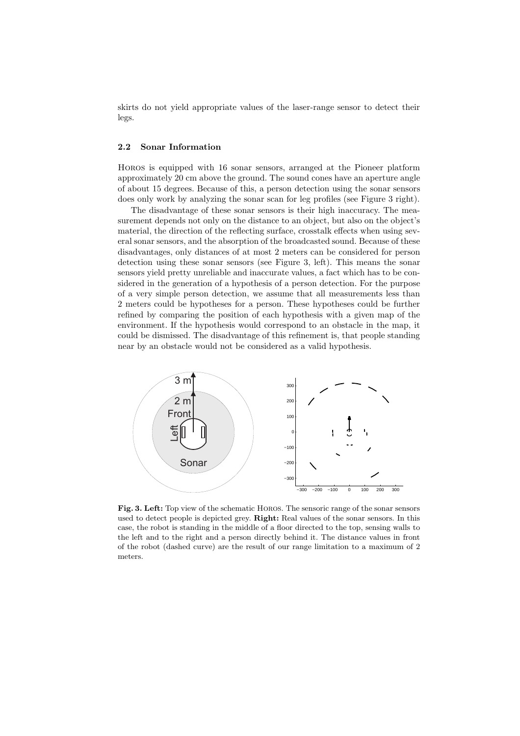skirts do not yield appropriate values of the laser-range sensor to detect their legs.

### 2.2 Sonar Information

Horos is equipped with 16 sonar sensors, arranged at the Pioneer platform approximately 20 cm above the ground. The sound cones have an aperture angle of about 15 degrees. Because of this, a person detection using the sonar sensors does only work by analyzing the sonar scan for leg profiles (see Figure 3 right).

The disadvantage of these sonar sensors is their high inaccuracy. The measurement depends not only on the distance to an object, but also on the object's material, the direction of the reflecting surface, crosstalk effects when using several sonar sensors, and the absorption of the broadcasted sound. Because of these disadvantages, only distances of at most 2 meters can be considered for person detection using these sonar sensors (see Figure 3, left). This means the sonar sensors yield pretty unreliable and inaccurate values, a fact which has to be considered in the generation of a hypothesis of a person detection. For the purpose of a very simple person detection, we assume that all measurements less than 2 meters could be hypotheses for a person. These hypotheses could be further refined by comparing the position of each hypothesis with a given map of the environment. If the hypothesis would correspond to an obstacle in the map, it could be dismissed. The disadvantage of this refinement is, that people standing near by an obstacle would not be considered as a valid hypothesis.

**Fig. 3. Left:** Top view of the schematic Horos. The sensoric range of the sonar sensors used to detect people is depicted grey. **Right:** Real values of the sonar sensors. In this case, the robot is standing in the middle of a floor directed to the top, sensing walls to the left and to the right and a person directly behind it. The distance values in front of the robot (dashed curve) are the result of our range limitation to a maximum of 2 meters.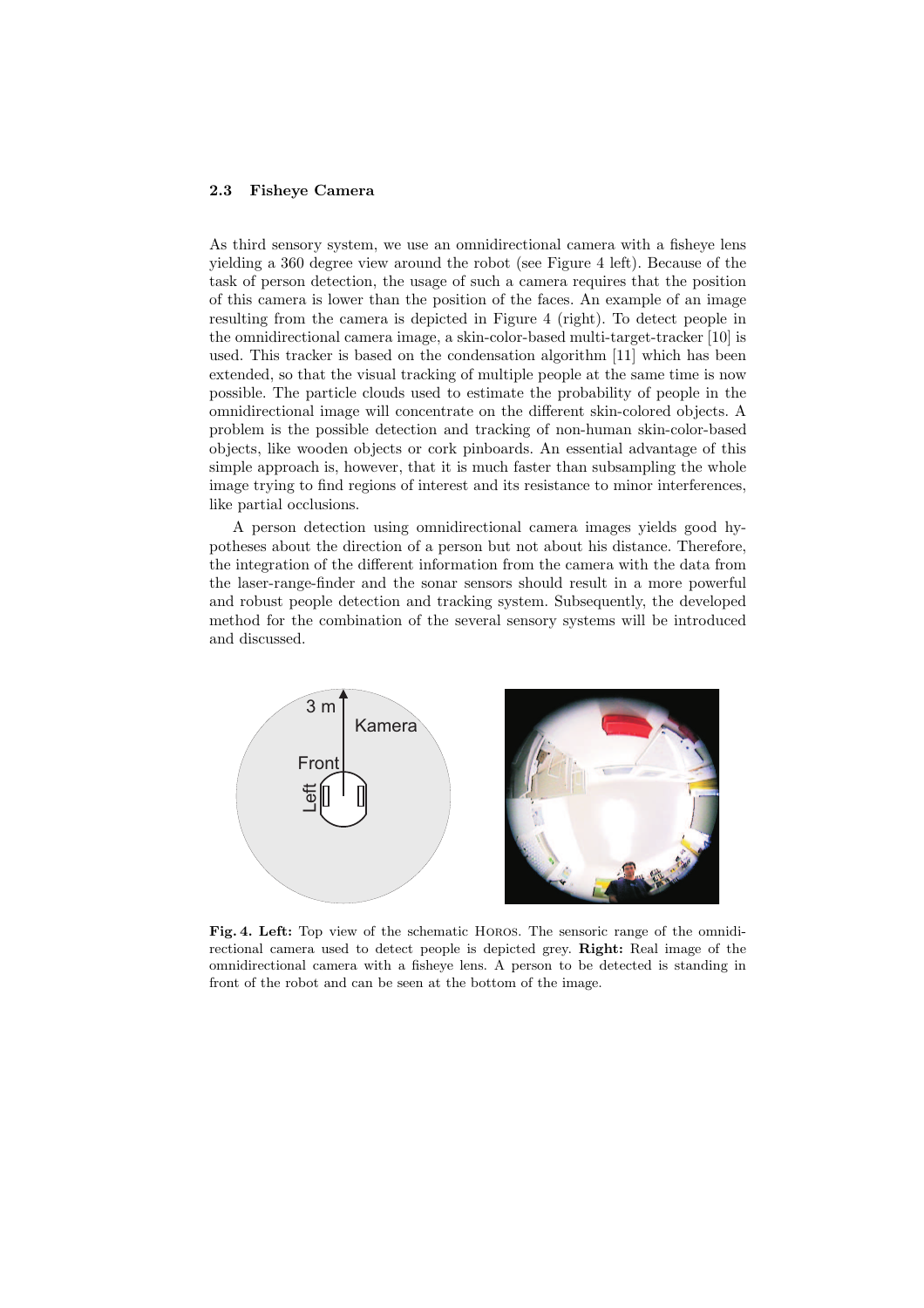### 2.3 Fisheye Camera

As third sensory system, we use an omnidirectional camera with a fisheye lens yielding a 360 degree view around the robot (see Figure 4 left). Because of the task of person detection, the usage of such a camera requires that the position of this camera is lower than the position of the faces. An example of an image resulting from the camera is depicted in Figure 4 (right). To detect people in the omnidirectional camera image, a skin-color-based multi-target-tracker [10] is used. This tracker is based on the condensation algorithm [11] which has been extended, so that the visual tracking of multiple people at the same time is now possible. The particle clouds used to estimate the probability of people in the omnidirectional image will concentrate on the different skin-colored objects. A problem is the possible detection and tracking of non-human skin-color-based objects, like wooden objects or cork pinboards. An essential advantage of this simple approach is, however, that it is much faster than subsampling the whole image trying to find regions of interest and its resistance to minor interferences, like partial occlusions.

A person detection using omnidirectional camera images yields good hypotheses about the direction of a person but not about his distance. Therefore, the integration of the different information from the camera with the data from the laser-range-finder and the sonar sensors should result in a more powerful and robust people detection and tracking system. Subsequently, the developed method for the combination of the several sensory systems will be introduced and discussed.

**Fig. 4. Left:** Top view of the schematic HOROS. The sensoric range of the omnidirectional camera used to detect people is depicted grey. **Right:** Real image of the omnidirectional camera with a fisheye lens. A person to be detected is standing in front of the robot and can be seen at the bottom of the image.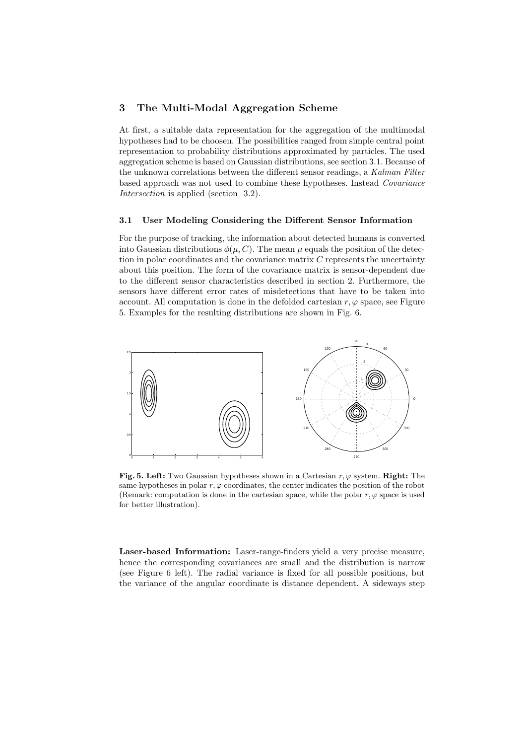## 3 The Multi-Modal Aggregation Scheme

At first, a suitable data representation for the aggregation of the multimodal hypotheses had to be choosen. The possibilities ranged from simple central point representation to probability distributions approximated by particles. The used aggregation scheme is based on Gaussian distributions, see section 3.1. Because of the unknown correlations between the different sensor readings, a *Kalman Filter* based approach was not used to combine these hypotheses. Instead *Covariance Intersection* is applied (section 3.2).

### 3.1 User Modeling Considering the Different Sensor Information

For the purpose of tracking, the information about detected humans is converted into Gaussian distributions $\phi(\mu, C)$. The mean $\mu$ equals the position of the detection in polar coordinates and the covariance matrix $C$ represents the uncertainty about this position. The form of the covariance matrix is sensor-dependent due to the different sensor characteristics described in section 2. Furthermore, the sensors have different error rates of misdetections that have to be taken into account. All computation is done in the defolded cartesian $r, \varphi$ space, see Figure 5. Examples for the resulting distributions are shown in Fig. 6.

**Fig. 5. Left:** Two Gaussian hypotheses shown in a Cartesian $r, \varphi$ system. **Right:** The same hypotheses in polar $r, \varphi$ coordinates, the center indicates the position of the robot (Remark: computation is done in the cartesian space, while the polar $r, \varphi$ space is used for better illustration).

**Laser-based Information:** Laser-range-finders yield a very precise measure, hence the corresponding covariances are small and the distribution is narrow (see Figure 6 left). The radial variance is fixed for all possible positions, but the variance of the angular coordinate is distance dependent. A sideways step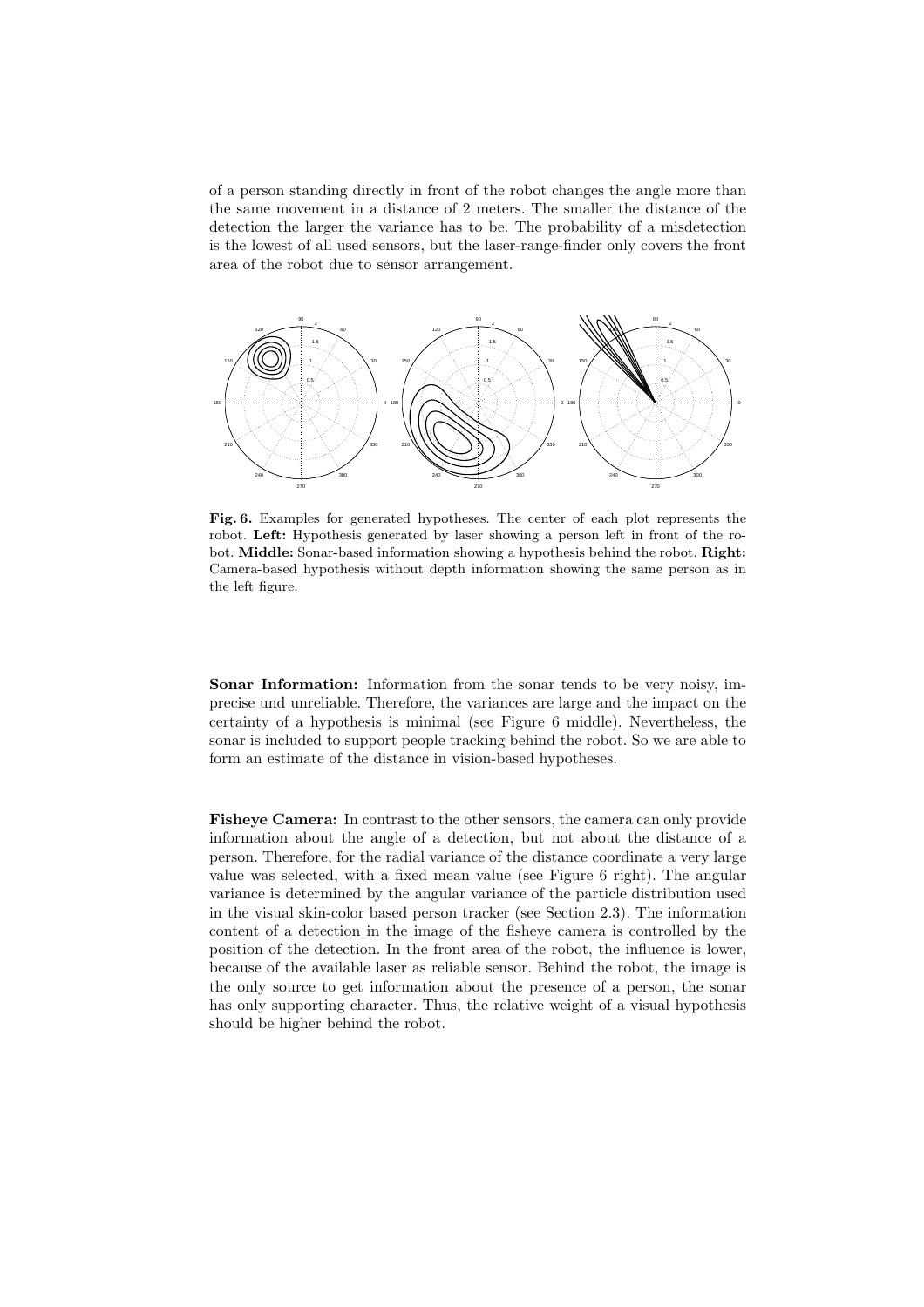of a person standing directly in front of the robot changes the angle more than the same movement in a distance of 2 meters. The smaller the distance of the detection the larger the variance has to be. The probability of a misdetection is the lowest of all used sensors, but the laser-range-finder only covers the front area of the robot due to sensor arrangement.

**Fig. 6.** Examples for generated hypotheses. The center of each plot represents the robot. **Left:** Hypothesis generated by laser showing a person left in front of the robot. **Middle:** Sonar-based information showing a hypothesis behind the robot. **Right:** Camera-based hypothesis without depth information showing the same person as in the left figure.

**Sonar Information:** Information from the sonar tends to be very noisy, imprecise und unreliable. Therefore, the variances are large and the impact on the certainty of a hypothesis is minimal (see Figure 6 middle). Nevertheless, the sonar is included to support people tracking behind the robot. So we are able to form an estimate of the distance in vision-based hypotheses.

**Fisheye Camera:** In contrast to the other sensors, the camera can only provide information about the angle of a detection, but not about the distance of a person. Therefore, for the radial variance of the distance coordinate a very large value was selected, with a fixed mean value (see Figure 6 right). The angular variance is determined by the angular variance of the particle distribution used in the visual skin-color based person tracker (see Section 2.3). The information content of a detection in the image of the fisheye camera is controlled by the position of the detection. In the front area of the robot, the influence is lower, because of the available laser as reliable sensor. Behind the robot, the image is the only source to get information about the presence of a person, the sonar has only supporting character. Thus, the relative weight of a visual hypothesis should be higher behind the robot.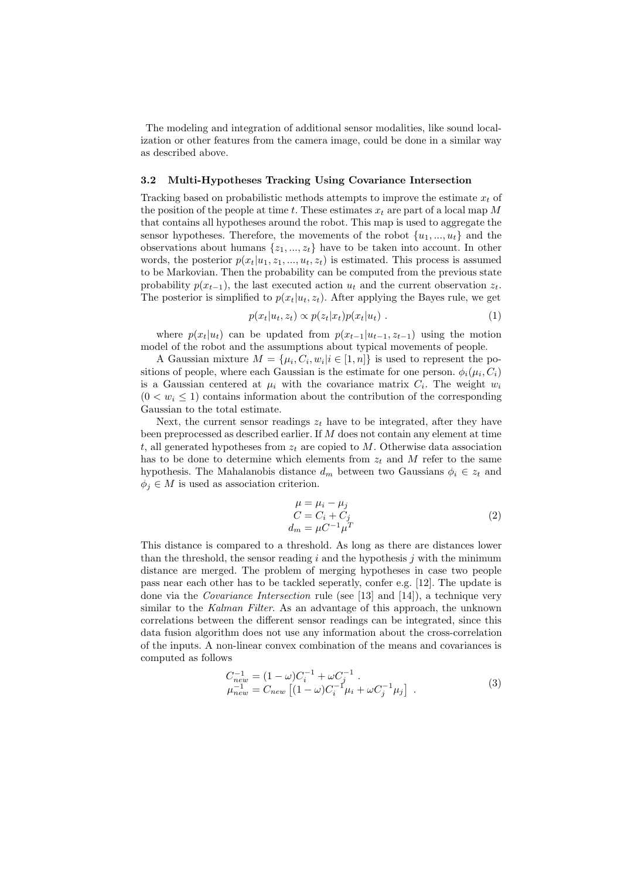The modeling and integration of additional sensor modalities, like sound localization or other features from the camera image, could be done in a similar way as described above.

### 3.2 Multi-Hypotheses Tracking Using Covariance Intersection

Tracking based on probabilistic methods attempts to improve the estimate $x_t$ of the position of the people at time $t$. These estimates $x_t$ are part of a local map $M$ that contains all hypotheses around the robot. This map is used to aggregate the sensor hypotheses. Therefore, the movements of the robot $\{u_1, ..., u_t\}$ and the observations about humans $\{z_1, ..., z_t\}$ have to be taken into account. In other words, the posterior $p(x_t|u_1, z_1, ..., u_t, z_t)$ is estimated. This process is assumed to be Markovian. Then the probability can be computed from the previous state probability $p(x_{t-1})$, the last executed action $u_t$ and the current observation $z_t$. The posterior is simplified to $p(x_t|u_t, z_t)$. After applying the Bayes rule, we get

$$p(x_t|u_t, z_t) \propto p(z_t|x_t)p(x_t|u_t) \ . \tag{1}$$

where $p(x_t|u_t)$ can be updated from $p(x_{t-1}|u_{t-1}, z_{t-1})$ using the motion model of the robot and the assumptions about typical movements of people.

A Gaussian mixture $M = \{\mu_i, C_i, w_i | i \in [1, n]\}$ is used to represent the positions of people, where each Gaussian is the estimate for one person. $\phi_i(\mu_i, C_i)$ is a Gaussian centered at $\mu_i$ with the covariance matrix $C_i$. The weight $w_i$ $(0 < w_i \leq 1)$ contains information about the contribution of the corresponding Gaussian to the total estimate.

Next, the current sensor readings $z_t$ have to be integrated, after they have been preprocessed as described earlier. If $M$ does not contain any element at time $t$, all generated hypotheses from $z_t$ are copied to $M$. Otherwise data association has to be done to determine which elements from $z_t$ and $M$ refer to the same hypothesis. The Mahalanobis distance $d_m$ between two Gaussians $\phi_i \in z_t$ and $\phi_j \in M$ is used as association criterion.

$$\begin{aligned} \mu &= \mu_i - \mu_j \\ C &= C_i + C_j \\ d_m &= \mu C^{-1} \mu^T \end{aligned} \tag{2}$$

This distance is compared to a threshold. As long as there are distances lower than the threshold, the sensor reading $i$ and the hypothesis $j$ with the minimum distance are merged. The problem of merging hypotheses in case two people pass near each other has to be tackled seperatly, confer e.g. [12]. The update is done via the *Covariance Intersection* rule (see [13] and [14]), a technique very similar to the *Kalman Filter*. As an advantage of this approach, the unknown correlations between the different sensor readings can be integrated, since this data fusion algorithm does not use any information about the cross-correlation of the inputs. A non-linear convex combination of the means and covariances is computed as follows

$$\begin{aligned} C_{new}^{-1} &= (1 - \omega)C_i^{-1} + \omega C_j^{-1} \ . \\ \mu_{new}^{-1} &= C_{new} \left[ (1 - \omega)C_i^{-1}\mu_i + \omega C_j^{-1}\mu_j \right] \ . \end{aligned} \tag{3}$$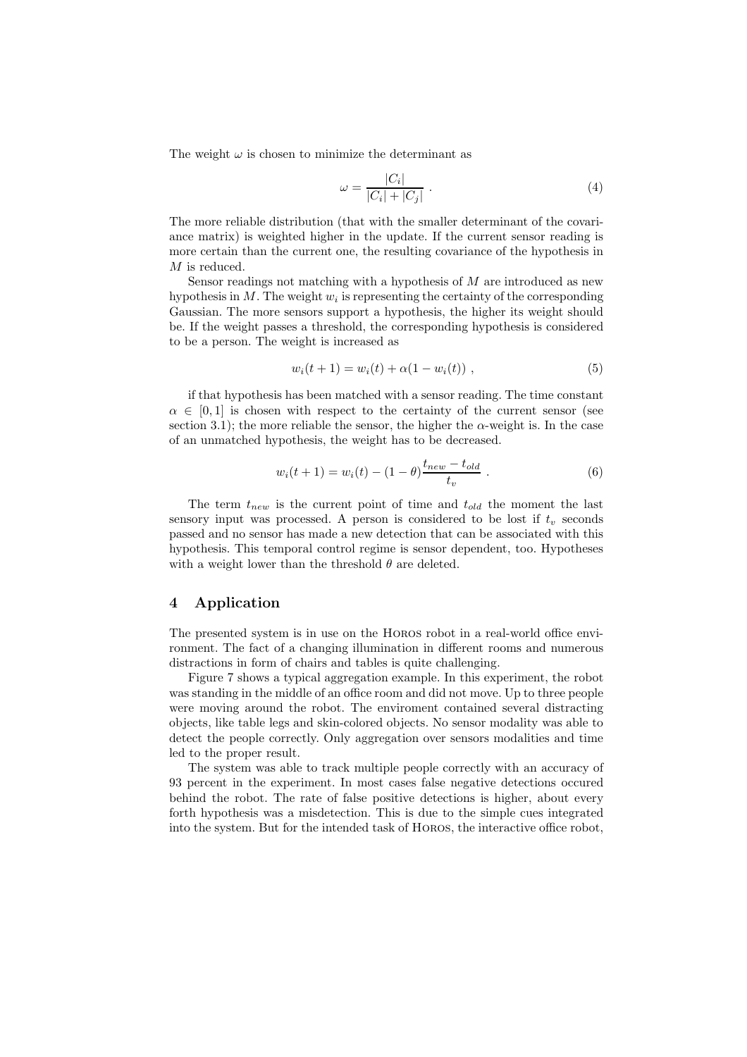The weight $\omega$ is chosen to minimize the determinant as

$$\omega = \frac{|C_i|}{|C_i| + |C_j|} . \tag{4}$$

The more reliable distribution (that with the smaller determinant of the covariance matrix) is weighted higher in the update. If the current sensor reading is more certain than the current one, the resulting covariance of the hypothesis in $M$ is reduced.

Sensor readings not matching with a hypothesis of $M$ are introduced as new hypothesis in $M$. The weight $w_i$ is representing the certainty of the corresponding Gaussian. The more sensors support a hypothesis, the higher its weight should be. If the weight passes a threshold, the corresponding hypothesis is considered to be a person. The weight is increased as

$$w_i(t+1) = w_i(t) + \alpha(1 - w_i(t)) , \tag{5}$$

if that hypothesis has been matched with a sensor reading. The time constant $\alpha \in [0, 1]$ is chosen with respect to the certainty of the current sensor (see section 3.1); the more reliable the sensor, the higher the $\alpha$-weight is. In the case of an unmatched hypothesis, the weight has to be decreased.

$$w_i(t+1) = w_i(t) - (1 - \theta)\frac{t_{new} - t_{old}}{t_v} . \tag{6}$$

The term $t_{new}$ is the current point of time and $t_{old}$ the moment the last sensory input was processed. A person is considered to be lost if $t_v$ seconds passed and no sensor has made a new detection that can be associated with this hypothesis. This temporal control regime is sensor dependent, too. Hypotheses with a weight lower than the threshold $\theta$ are deleted.

## 4 Application

The presented system is in use on the Horos robot in a real-world office environment. The fact of a changing illumination in different rooms and numerous distractions in form of chairs and tables is quite challenging.

Figure 7 shows a typical aggregation example. In this experiment, the robot was standing in the middle of an office room and did not move. Up to three people were moving around the robot. The enviroment contained several distracting objects, like table legs and skin-colored objects. No sensor modality was able to detect the people correctly. Only aggregation over sensors modalities and time led to the proper result.

The system was able to track multiple people correctly with an accuracy of 93 percent in the experiment. In most cases false negative detections occured behind the robot. The rate of false positive detections is higher, about every forth hypothesis was a misdetection. This is due to the simple cues integrated into the system. But for the intended task of Horos, the interactive office robot,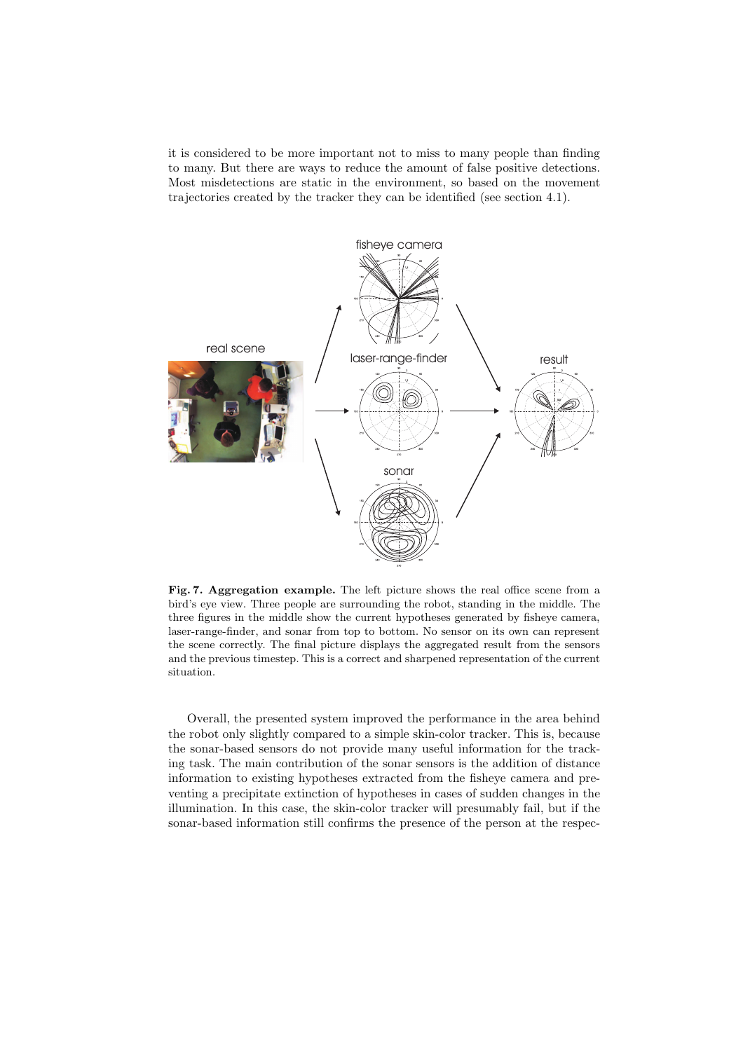it is considered to be more important not to miss to many people than finding to many. But there are ways to reduce the amount of false positive detections. Most misdetections are static in the environment, so based on the movement trajectories created by the tracker they can be identified (see section 4.1).

**Fig. 7. Aggregation example.** The left picture shows the real office scene from a bird's eye view. Three people are surrounding the robot, standing in the middle. The three figures in the middle show the current hypotheses generated by fisheye camera, laser-range-finder, and sonar from top to bottom. No sensor on its own can represent the scene correctly. The final picture displays the aggregated result from the sensors and the previous timestep. This is a correct and sharpened representation of the current situation.

Overall, the presented system improved the performance in the area behind the robot only slightly compared to a simple skin-color tracker. This is, because the sonar-based sensors do not provide many useful information for the tracking task. The main contribution of the sonar sensors is the addition of distance information to existing hypotheses extracted from the fisheye camera and preventing a precipitate extinction of hypotheses in cases of sudden changes in the illumination. In this case, the skin-color tracker will presumably fail, but if the sonar-based information still confirms the presence of the person at the respec-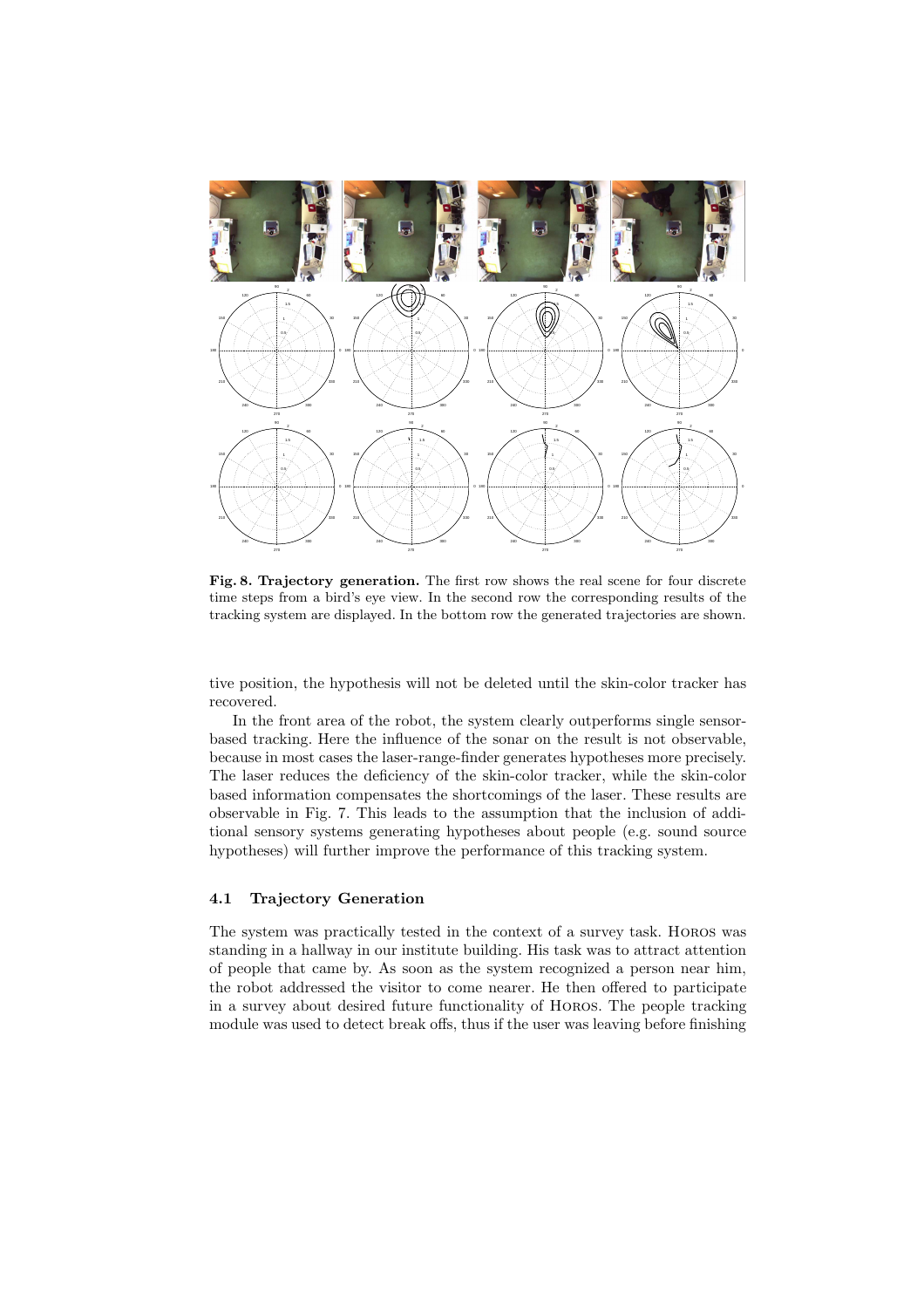**Fig. 8. Trajectory generation.** The first row shows the real scene for four discrete time steps from a bird's eye view. In the second row the corresponding results of the tracking system are displayed. In the bottom row the generated trajectories are shown.

tive position, the hypothesis will not be deleted until the skin-color tracker has recovered.

In the front area of the robot, the system clearly outperforms single sensor-based tracking. Here the influence of the sonar on the result is not observable, because in most cases the laser-range-finder generates hypotheses more precisely. The laser reduces the deficiency of the skin-color tracker, while the skin-color based information compensates the shortcomings of the laser. These results are observable in Fig. 7. This leads to the assumption that the inclusion of additional sensory systems generating hypotheses about people (e.g. sound source hypotheses) will further improve the performance of this tracking system.

### 4.1 Trajectory Generation

The system was practically tested in the context of a survey task. Horos was standing in a hallway in our institute building. His task was to attract attention of people that came by. As soon as the system recognized a person near him, the robot addressed the visitor to come nearer. He then offered to participate in a survey about desired future functionality of Horos. The people tracking module was used to detect break offs, thus if the user was leaving before finishing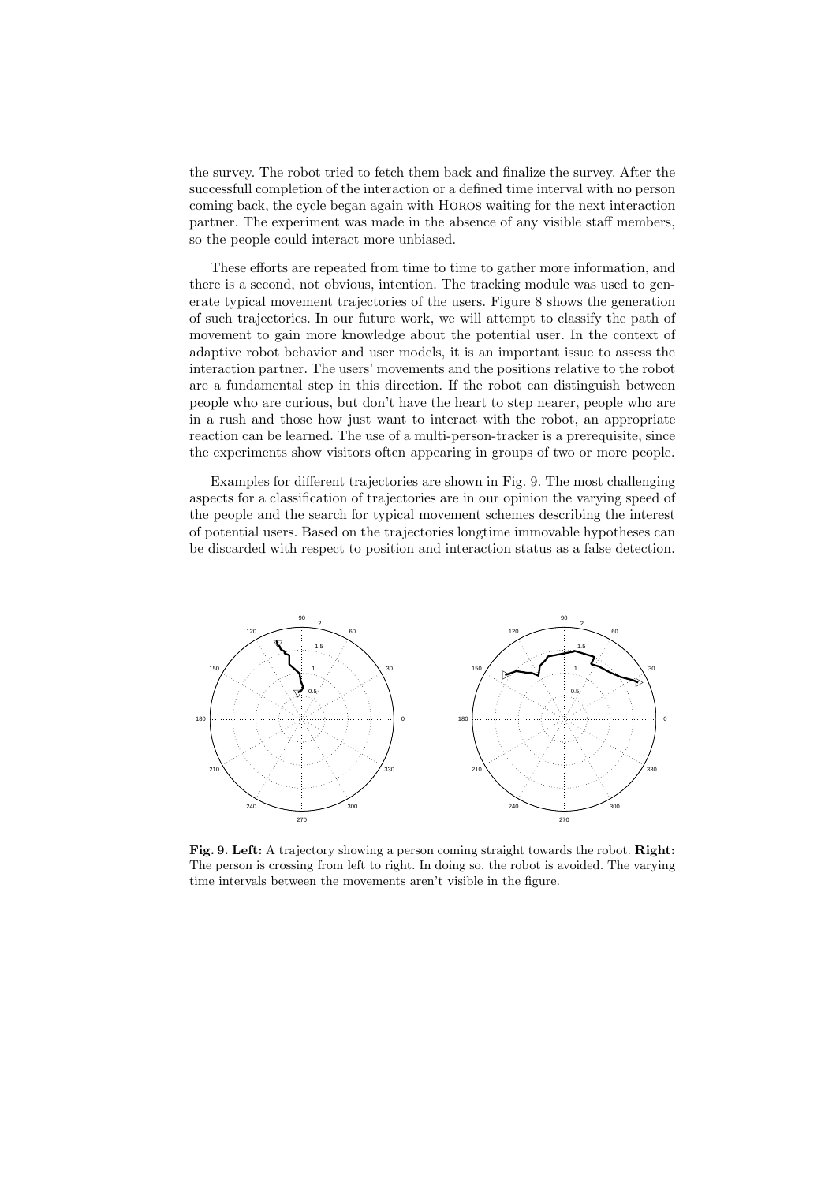the survey. The robot tried to fetch them back and finalize the survey. After the successfull completion of the interaction or a defined time interval with no person coming back, the cycle began again with HOROS waiting for the next interaction partner. The experiment was made in the absence of any visible staff members, so the people could interact more unbiased.

These efforts are repeated from time to time to gather more information, and there is a second, not obvious, intention. The tracking module was used to generate typical movement trajectories of the users. Figure 8 shows the generation of such trajectories. In our future work, we will attempt to classify the path of movement to gain more knowledge about the potential user. In the context of adaptive robot behavior and user models, it is an important issue to assess the interaction partner. The users' movements and the positions relative to the robot are a fundamental step in this direction. If the robot can distinguish between people who are curious, but don't have the heart to step nearer, people who are in a rush and those how just want to interact with the robot, an appropriate reaction can be learned. The use of a multi-person-tracker is a prerequisite, since the experiments show visitors often appearing in groups of two or more people.

Examples for different trajectories are shown in Fig. 9. The most challenging aspects for a classification of trajectories are in our opinion the varying speed of the people and the search for typical movement schemes describing the interest of potential users. Based on the trajectories longtime immovable hypotheses can be discarded with respect to position and interaction status as a false detection.

90
2
120
60
1.5
150
1
30
0.5
180
0
210
330
240
300
270

90
2
120
60
1.5
150
1
30
0.5
180
0
210
330
240
300
270

**Fig. 9. Left:** A trajectory showing a person coming straight towards the robot. **Right:** The person is crossing from left to right. In doing so, the robot is avoided. The varying time intervals between the movements aren't visible in the figure.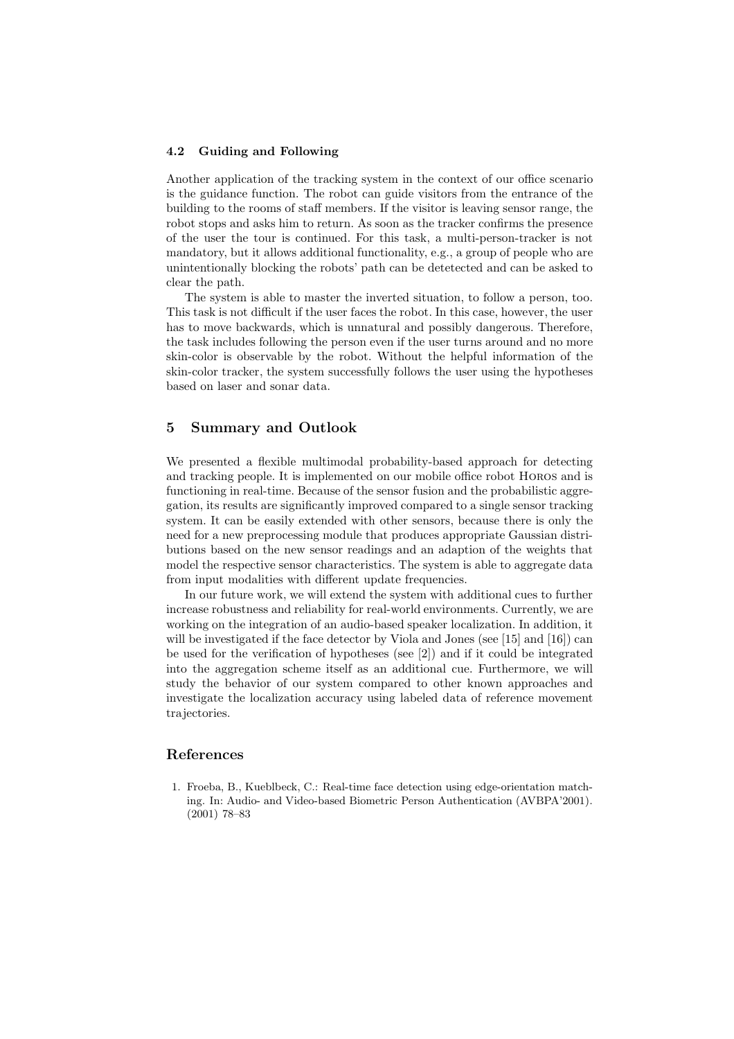### 4.2 Guiding and Following

Another application of the tracking system in the context of our office scenario is the guidance function. The robot can guide visitors from the entrance of the building to the rooms of staff members. If the visitor is leaving sensor range, the robot stops and asks him to return. As soon as the tracker confirms the presence of the user the tour is continued. For this task, a multi-person-tracker is not mandatory, but it allows additional functionality, e.g., a group of people who are unintentionally blocking the robots' path can be detetected and can be asked to clear the path.

The system is able to master the inverted situation, to follow a person, too. This task is not difficult if the user faces the robot. In this case, however, the user has to move backwards, which is unnatural and possibly dangerous. Therefore, the task includes following the person even if the user turns around and no more skin-color is observable by the robot. Without the helpful information of the skin-color tracker, the system successfully follows the user using the hypotheses based on laser and sonar data.

## 5 Summary and Outlook

We presented a flexible multimodal probability-based approach for detecting and tracking people. It is implemented on our mobile office robot Horos and is functioning in real-time. Because of the sensor fusion and the probabilistic aggregation, its results are significantly improved compared to a single sensor tracking system. It can be easily extended with other sensors, because there is only the need for a new preprocessing module that produces appropriate Gaussian distributions based on the new sensor readings and an adaption of the weights that model the respective sensor characteristics. The system is able to aggregate data from input modalities with different update frequencies.

In our future work, we will extend the system with additional cues to further increase robustness and reliability for real-world environments. Currently, we are working on the integration of an audio-based speaker localization. In addition, it will be investigated if the face detector by Viola and Jones (see [15] and [16]) can be used for the verification of hypotheses (see [2]) and if it could be integrated into the aggregation scheme itself as an additional cue. Furthermore, we will study the behavior of our system compared to other known approaches and investigate the localization accuracy using labeled data of reference movement trajectories.

## References

1. Froeba, B., Kueblbeck, C.: Real-time face detection using edge-orientation matching. In: Audio- and Video-based Biometric Person Authentication (AVBPA'2001). (2001) 78–83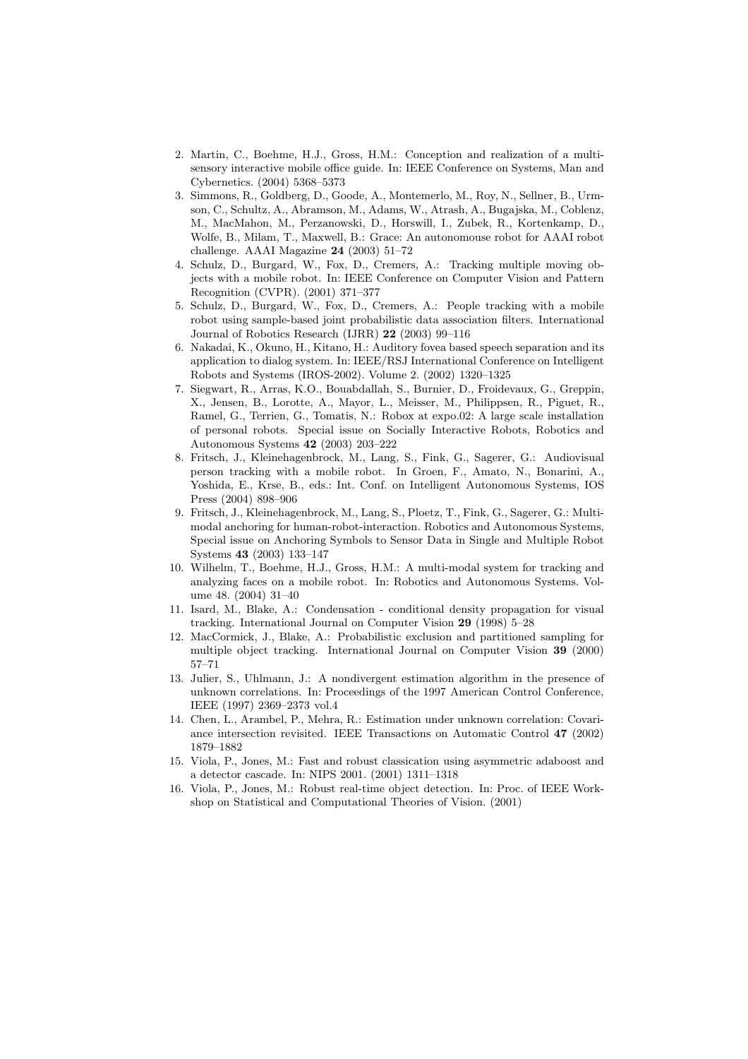2. Martin, C., Boehme, H.J., Gross, H.M.: Conception and realization of a multi-sensory interactive mobile office guide. In: IEEE Conference on Systems, Man and Cybernetics. (2004) 5368–5373
3. Simmons, R., Goldberg, D., Goode, A., Montemerlo, M., Roy, N., Sellner, B., Urmson, C., Schultz, A., Abramson, M., Adams, W., Atrash, A., Bugajska, M., Coblenz, M., MacMahon, M., Perzanowski, D., Horswill, I., Zubek, R., Kortenkamp, D., Wolfe, B., Milam, T., Maxwell, B.: Grace: An autonomouse robot for AAAI robot challenge. AAAI Magazine **24** (2003) 51–72
4. Schulz, D., Burgard, W., Fox, D., Cremers, A.: Tracking multiple moving objects with a mobile robot. In: IEEE Conference on Computer Vision and Pattern Recognition (CVPR). (2001) 371–377
5. Schulz, D., Burgard, W., Fox, D., Cremers, A.: People tracking with a mobile robot using sample-based joint probabilistic data association filters. International Journal of Robotics Research (IJRR) **22** (2003) 99–116
6. Nakadai, K., Okuno, H., Kitano, H.: Auditory fovea based speech separation and its application to dialog system. In: IEEE/RSJ International Conference on Intelligent Robots and Systems (IROS-2002). Volume 2. (2002) 1320–1325
7. Siegwart, R., Arras, K.O., Bouabdallah, S., Burnier, D., Froidevaux, G., Greppin, X., Jensen, B., Lorotte, A., Mayor, L., Meisser, M., Philippsen, R., Piguet, R., Ramel, G., Terrien, G., Tomatis, N.: Robox at expo.02: A large scale installation of personal robots. Special issue on Socially Interactive Robots, Robotics and Autonomous Systems **42** (2003) 203–222
8. Fritsch, J., Kleinehagenbrock, M., Lang, S., Fink, G., Sagerer, G.: Audiovisual person tracking with a mobile robot. In Groen, F., Amato, N., Bonarini, A., Yoshida, E., Krse, B., eds.: Int. Conf. on Intelligent Autonomous Systems, IOS Press (2004) 898–906
9. Fritsch, J., Kleinehagenbrock, M., Lang, S., Ploetz, T., Fink, G., Sagerer, G.: Multi-modal anchoring for human-robot-interaction. Robotics and Autonomous Systems, Special issue on Anchoring Symbols to Sensor Data in Single and Multiple Robot Systems **43** (2003) 133–147
10. Wilhelm, T., Boehme, H.J., Gross, H.M.: A multi-modal system for tracking and analyzing faces on a mobile robot. In: Robotics and Autonomous Systems. Volume 48. (2004) 31–40
11. Isard, M., Blake, A.: Condensation - conditional density propagation for visual tracking. International Journal on Computer Vision **29** (1998) 5–28
12. MacCormick, J., Blake, A.: Probabilistic exclusion and partitioned sampling for multiple object tracking. International Journal on Computer Vision **39** (2000) 57–71
13. Julier, S., Uhlmann, J.: A nondivergent estimation algorithm in the presence of unknown correlations. In: Proceedings of the 1997 American Control Conference, IEEE (1997) 2369–2373 vol.4
14. Chen, L., Arambel, P., Mehra, R.: Estimation under unknown correlation: Covariance intersection revisited. IEEE Transactions on Automatic Control **47** (2002) 1879–1882
15. Viola, P., Jones, M.: Fast and robust classication using asymmetric adaboost and a detector cascade. In: NIPS 2001. (2001) 1311–1318
16. Viola, P., Jones, M.: Robust real-time object detection. In: Proc. of IEEE Workshop on Statistical and Computational Theories of Vision. (2001)